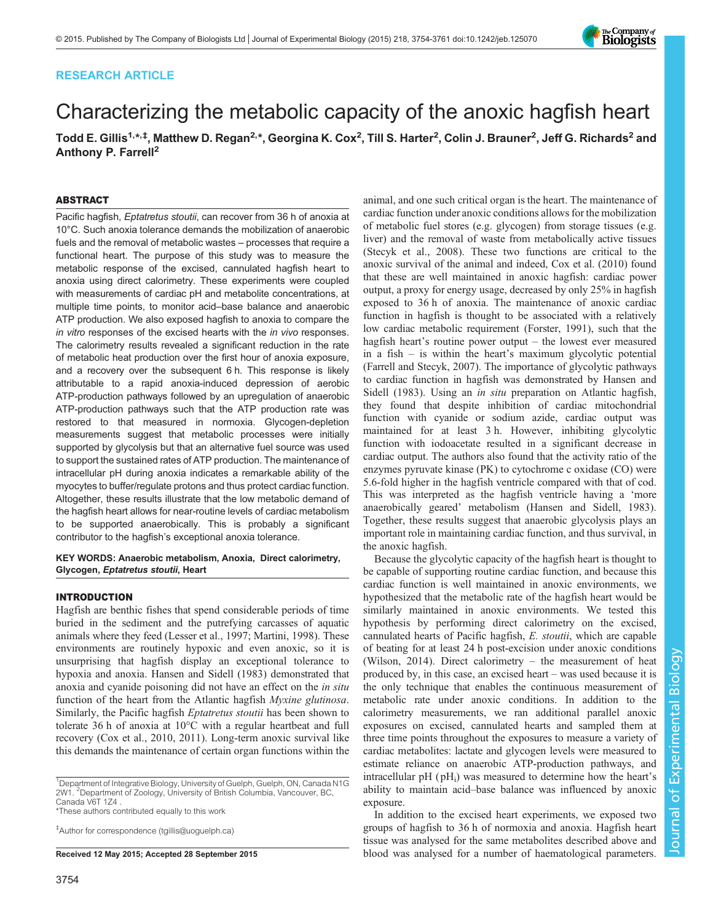RESEARCH ARTICLE

# Characterizing the metabolic capacity of the anoxic hagfish heart

**Todd E. Gillis[1,*,‡], Matthew D. Regan[2,*], Georgina K. Cox[2], Till S. Harter[2], Colin J. Brauner[2], Jeff G. Richards[2] and Anthony P. Farrell[2]**

## ABSTRACT

Pacific hagfish, *Eptatretus stoutii*, can recover from 36 h of anoxia at 10°C. Such anoxia tolerance demands the mobilization of anaerobic fuels and the removal of metabolic wastes – processes that require a functional heart. The purpose of this study was to measure the metabolic response of the excised, cannulated hagfish heart to anoxia using direct calorimetry. These experiments were coupled with measurements of cardiac pH and metabolite concentrations, at multiple time points, to monitor acid–base balance and anaerobic ATP production. We also exposed hagfish to anoxia to compare the *in vitro* responses of the excised hearts with the *in vivo* responses. The calorimetry results revealed a significant reduction in the rate of metabolic heat production over the first hour of anoxia exposure, and a recovery over the subsequent 6 h. This response is likely attributable to a rapid anoxia-induced depression of aerobic ATP-production pathways followed by an upregulation of anaerobic ATP-production pathways such that the ATP production rate was restored to that measured in normoxia. Glycogen-depletion measurements suggest that metabolic processes were initially supported by glycolysis but that an alternative fuel source was used to support the sustained rates of ATP production. The maintenance of intracellular pH during anoxia indicates a remarkable ability of the myocytes to buffer/regulate protons and thus protect cardiac function. Altogether, these results illustrate that the low metabolic demand of the hagfish heart allows for near-routine levels of cardiac metabolism to be supported anaerobically. This is probably a significant contributor to the hagfish's exceptional anoxia tolerance.

**KEY WORDS: Anaerobic metabolism, Anoxia, Direct calorimetry, Glycogen, *Eptatretus stoutii*, Heart**

## INTRODUCTION

Hagfish are benthic fishes that spend considerable periods of time buried in the sediment and the putrefying carcasses of aquatic animals where they feed (Lesser et al., 1997; Martini, 1998). These environments are routinely hypoxic and even anoxic, so it is unsurprising that hagfish display an exceptional tolerance to hypoxia and anoxia. Hansen and Sidell (1983) demonstrated that anoxia and cyanide poisoning did not have an effect on the *in situ* function of the heart from the Atlantic hagfish *Myxine glutinosa*. Similarly, the Pacific hagfish *Eptatretus stoutii* has been shown to tolerate 36 h of anoxia at 10°C with a regular heartbeat and full recovery (Cox et al., 2010, 2011). Long-term anoxic survival like this demands the maintenance of certain organ functions within the animal, and one such critical organ is the heart. The maintenance of cardiac function under anoxic conditions allows for the mobilization of metabolic fuel stores (e.g. glycogen) from storage tissues (e.g. liver) and the removal of waste from metabolically active tissues (Stecyk et al., 2008). These two functions are critical to the anoxic survival of the animal and indeed, Cox et al. (2010) found that these are well maintained in anoxic hagfish: cardiac power output, a proxy for energy usage, decreased by only 25% in hagfish exposed to 36 h of anoxia. The maintenance of anoxic cardiac function in hagfish is thought to be associated with a relatively low cardiac metabolic requirement (Forster, 1991), such that the hagfish heart's routine power output – the lowest ever measured in a fish – is within the heart's maximum glycolytic potential (Farrell and Stecyk, 2007). The importance of glycolytic pathways to cardiac function in hagfish was demonstrated by Hansen and Sidell (1983). Using an *in situ* preparation on Atlantic hagfish, they found that despite inhibition of cardiac mitochondrial function with cyanide or sodium azide, cardiac output was maintained for at least 3 h. However, inhibiting glycolytic function with iodoacetate resulted in a significant decrease in cardiac output. The authors also found that the activity ratio of the enzymes pyruvate kinase (PK) to cytochrome c oxidase (CO) were 5.6-fold higher in the hagfish ventricle compared with that of cod. This was interpreted as the hagfish ventricle having a 'more anaerobically geared' metabolism (Hansen and Sidell, 1983). Together, these results suggest that anaerobic glycolysis plays an important role in maintaining cardiac function, and thus survival, in the anoxic hagfish.

Because the glycolytic capacity of the hagfish heart is thought to be capable of supporting routine cardiac function, and because this cardiac function is well maintained in anoxic environments, we hypothesized that the metabolic rate of the hagfish heart would be similarly maintained in anoxic environments. We tested this hypothesis by performing direct calorimetry on the excised, cannulated hearts of Pacific hagfish, *E. stoutii*, which are capable of beating for at least 24 h post-excision under anoxic conditions (Wilson, 2014). Direct calorimetry – the measurement of heat produced by, in this case, an excised heart – was used because it is the only technique that enables the continuous measurement of metabolic rate under anoxic conditions. In addition to the calorimetry measurements, we ran additional parallel anoxic exposures on excised, cannulated hearts and sampled them at three time points throughout the exposures to measure a variety of cardiac metabolites: lactate and glycogen levels were measured to estimate reliance on anaerobic ATP-production pathways, and intracellular pH ($pH_i$) was measured to determine how the heart's ability to maintain acid–base balance was influenced by anoxic exposure.

In addition to the excised heart experiments, we exposed two groups of hagfish to 36 h of normoxia and anoxia. Hagfish heart tissue was analysed for the same metabolites described above and blood was analysed for a number of haematological parameters.

[1]Department of Integrative Biology, University of Guelph, Guelph, ON, Canada N1G 2W1. [2]Department of Zoology, University of British Columbia, Vancouver, BC, Canada V6T 1Z4 .
*These authors contributed equally to this work

‡Author for correspondence (tgillis@uoguelph.ca)

Received 12 May 2015; Accepted 28 September 2015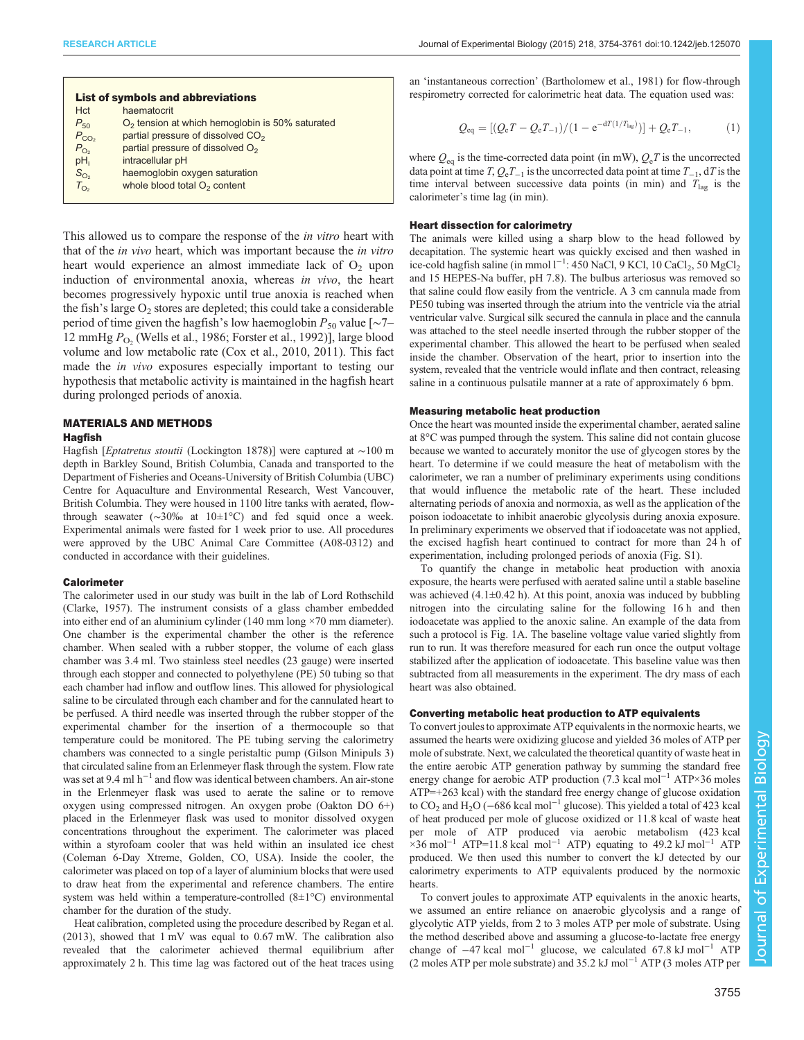**List of symbols and abbreviations**

| | |
|---|---|
| Hct | haematocrit |
| $P_{50}$ | $O_2$ tension at which hemoglobin is 50% saturated |
| $P_{CO_2}$ | partial pressure of dissolved $CO_2$ |
| $P_{O_2}$ | partial pressure of dissolved $O_2$ |
| $pH_i$ | intracellular pH |
| $S_{O_2}$ | haemoglobin oxygen saturation |
| $T_{O_2}$ | whole blood total $O_2$ content |

This allowed us to compare the response of the *in vitro* heart with that of the *in vivo* heart, which was important because the *in vitro* heart would experience an almost immediate lack of $O_2$ upon induction of environmental anoxia, whereas *in vivo*, the heart becomes progressively hypoxic until true anoxia is reached when the fish's large $O_2$ stores are depleted; this could take a considerable period of time given the hagfish's low haemoglobin $P_{50}$ value [~7–12 mmHg $P_{O_2}$ (Wells et al., 1986; Forster et al., 1992)], large blood volume and low metabolic rate (Cox et al., 2010, 2011). This fact made the *in vivo* exposures especially important to testing our hypothesis that metabolic activity is maintained in the hagfish heart during prolonged periods of anoxia.

## MATERIALS AND METHODS

### Hagfish

Hagfish [*Eptatretus stoutii* (Lockington 1878)] were captured at ~100 m depth in Barkley Sound, British Columbia, Canada and transported to the Department of Fisheries and Oceans-University of British Columbia (UBC) Centre for Aquaculture and Environmental Research, West Vancouver, British Columbia. They were housed in 1100 litre tanks with aerated, flow-through seawater (~30‰ at 10±1°C) and fed squid once a week. Experimental animals were fasted for 1 week prior to use. All procedures were approved by the UBC Animal Care Committee (A08-0312) and conducted in accordance with their guidelines.

### Calorimeter

The calorimeter used in our study was built in the lab of Lord Rothschild (Clarke, 1957). The instrument consists of a glass chamber embedded into either end of an aluminium cylinder (140 mm long ×70 mm diameter). One chamber is the experimental chamber the other is the reference chamber. When sealed with a rubber stopper, the volume of each glass chamber was 3.4 ml. Two stainless steel needles (23 gauge) were inserted through each stopper and connected to polyethylene (PE) 50 tubing so that each chamber had inflow and outflow lines. This allowed for physiological saline to be circulated through each chamber and for the cannulated heart to be perfused. A third needle was inserted through the rubber stopper of the experimental chamber for the insertion of a thermocouple so that temperature could be monitored. The PE tubing serving the calorimetry chambers was connected to a single peristaltic pump (Gilson Minipuls 3) that circulated saline from an Erlenmeyer flask through the system. Flow rate was set at 9.4 ml $h^{-1}$ and flow was identical between chambers. An air-stone in the Erlenmeyer flask was used to aerate the saline or to remove oxygen using compressed nitrogen. An oxygen probe (Oakton DO 6+) placed in the Erlenmeyer flask was used to monitor dissolved oxygen concentrations throughout the experiment. The calorimeter was placed within a styrofoam cooler that was held within an insulated ice chest (Coleman 6-Day Xtreme, Golden, CO, USA). Inside the cooler, the calorimeter was placed on top of a layer of aluminium blocks that were used to draw heat from the experimental and reference chambers. The entire system was held within a temperature-controlled (8±1°C) environmental chamber for the duration of the study.

Heat calibration, completed using the procedure described by Regan et al. (2013), showed that 1 mV was equal to 0.67 mW. The calibration also revealed that the calorimeter achieved thermal equilibrium after approximately 2 h. This time lag was factored out of the heat traces using an 'instantaneous correction' (Bartholomew et al., 1981) for flow-through respirometry corrected for calorimetric heat data. The equation used was:

$$Q_{eq} = [(Q_cT - Q_cT_{-1})/(1 - e^{-dT(1/T_{lag})})] + Q_cT_{-1}, \tag{1}$$

where $Q_{eq}$ is the time-corrected data point (in mW), $Q_cT$ is the uncorrected data point at time $T$, $Q_cT_{-1}$ is the uncorrected data point at time $T_{-1}$, d$T$ is the time interval between successive data points (in min) and $T_{lag}$ is the calorimeter's time lag (in min).

### Heart dissection for calorimetry

The animals were killed using a sharp blow to the head followed by decapitation. The systemic heart was quickly excised and then washed in ice-cold hagfish saline (in mmol $l^{-1}$: 450 NaCl, 9 KCl, 10 $CaCl_2$, 50 $MgCl_2$ and 15 HEPES-Na buffer, pH 7.8). The bulbus arteriosus was removed so that saline could flow easily from the ventricle. A 3 cm cannula made from PE50 tubing was inserted through the atrium into the ventricle via the atrial ventricular valve. Surgical silk secured the cannula in place and the cannula was attached to the steel needle inserted through the rubber stopper of the experimental chamber. This allowed the heart to be perfused when sealed inside the chamber. Observation of the heart, prior to insertion into the system, revealed that the ventricle would inflate and then contract, releasing saline in a continuous pulsatile manner at a rate of approximately 6 bpm.

### Measuring metabolic heat production

Once the heart was mounted inside the experimental chamber, aerated saline at 8°C was pumped through the system. This saline did not contain glucose because we wanted to accurately monitor the use of glycogen stores by the heart. To determine if we could measure the heat of metabolism with the calorimeter, we ran a number of preliminary experiments using conditions that would influence the metabolic rate of the heart. These included alternating periods of anoxia and normoxia, as well as the application of the poison iodoacetate to inhibit anaerobic glycolysis during anoxia exposure. In preliminary experiments we observed that if iodoacetate was not applied, the excised hagfish heart continued to contract for more than 24 h of experimentation, including prolonged periods of anoxia (Fig. S1).

To quantify the change in metabolic heat production with anoxia exposure, the hearts were perfused with aerated saline until a stable baseline was achieved (4.1±0.42 h). At this point, anoxia was induced by bubbling nitrogen into the circulating saline for the following 16 h and then iodoacetate was applied to the anoxic saline. An example of the data from such a protocol is Fig. 1A. The baseline voltage value varied slightly from run to run. It was therefore measured for each run once the output voltage stabilized after the application of iodoacetate. This baseline value was then subtracted from all measurements in the experiment. The dry mass of each heart was also obtained.

### Converting metabolic heat production to ATP equivalents

To convert joules to approximate ATP equivalents in the normoxic hearts, we assumed the hearts were oxidizing glucose and yielded 36 moles of ATP per mole of substrate. Next, we calculated the theoretical quantity of waste heat in the entire aerobic ATP generation pathway by summing the standard free energy change for aerobic ATP production (7.3 kcal $mol^{-1}$ ATP×36 moles ATP=+263 kcal) with the standard free energy change of glucose oxidation to $CO_2$ and $H_2O$ (−686 kcal $mol^{-1}$ glucose). This yielded a total of 423 kcal of heat produced per mole of glucose oxidized or 11.8 kcal of waste heat per mole of ATP produced via aerobic metabolism (423 kcal ×36 $mol^{-1}$ ATP=11.8 kcal $mol^{-1}$ ATP) equating to 49.2 kJ $mol^{-1}$ ATP produced. We then used this number to convert the kJ detected by our calorimetry experiments to ATP equivalents produced by the normoxic hearts.

To convert joules to approximate ATP equivalents in the anoxic hearts, we assumed an entire reliance on anaerobic glycolysis and a range of glycolytic ATP yields, from 2 to 3 moles ATP per mole of substrate. Using the method described above and assuming a glucose-to-lactate free energy change of −47 kcal $mol^{-1}$ glucose, we calculated 67.8 kJ $mol^{-1}$ ATP (2 moles ATP per mole substrate) and 35.2 kJ $mol^{-1}$ ATP (3 moles ATP per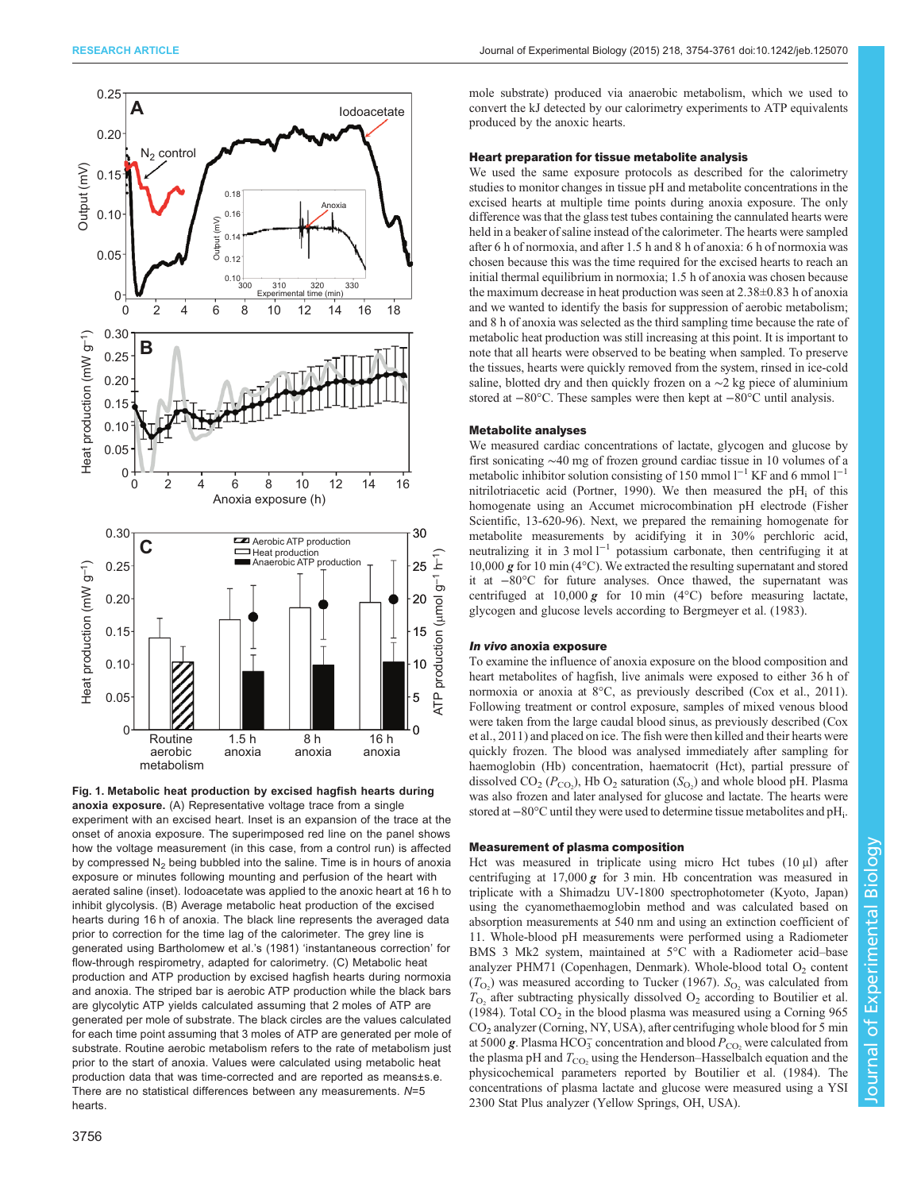Fig. 1. Metabolic heat production by excised hagfish hearts during anoxia exposure. (A) Representative voltage trace from a single experiment with an excised heart. Inset is an expansion of the trace at the onset of anoxia exposure. The superimposed red line on the panel shows how the voltage measurement (in this case, from a control run) is affected by compressed $N_2$ being bubbled into the saline. Time is in hours of anoxia exposure or minutes following mounting and perfusion of the heart with aerated saline (inset). Iodoacetate was applied to the anoxic heart at 16 h to inhibit glycolysis. (B) Average metabolic heat production of the excised hearts during 16 h of anoxia. The black line represents the averaged data prior to correction for the time lag of the calorimeter. The grey line is generated using Bartholomew et al.'s (1981) 'instantaneous correction' for flow-through respirometry, adapted for calorimetry. (C) Metabolic heat production and ATP production by excised hagfish hearts during normoxia and anoxia. The striped bar is aerobic ATP production while the black bars are glycolytic ATP yields calculated assuming that 2 moles of ATP are generated per mole of substrate. The black circles are the values calculated for each time point assuming that 3 moles of ATP are generated per mole of substrate. Routine aerobic metabolism refers to the rate of metabolism just prior to the start of anoxia. Values were calculated using metabolic heat production data that was time-corrected and are reported as means±s.e. There are no statistical differences between any measurements. $N$=5 hearts.

mole substrate) produced via anaerobic metabolism, which we used to convert the kJ detected by our calorimetry experiments to ATP equivalents produced by the anoxic hearts.

### Heart preparation for tissue metabolite analysis

We used the same exposure protocols as described for the calorimetry studies to monitor changes in tissue pH and metabolite concentrations in the excised hearts at multiple time points during anoxia exposure. The only difference was that the glass test tubes containing the cannulated hearts were held in a beaker of saline instead of the calorimeter. The hearts were sampled after 6 h of normoxia, and after 1.5 h and 8 h of anoxia: 6 h of normoxia was chosen because this was the time required for the excised hearts to reach an initial thermal equilibrium in normoxia; 1.5 h of anoxia was chosen because the maximum decrease in heat production was seen at 2.38±0.83 h of anoxia and we wanted to identify the basis for suppression of aerobic metabolism; and 8 h of anoxia was selected as the third sampling time because the rate of metabolic heat production was still increasing at this point. It is important to note that all hearts were observed to be beating when sampled. To preserve the tissues, hearts were quickly removed from the system, rinsed in ice-cold saline, blotted dry and then quickly frozen on a ∼2 kg piece of aluminium stored at −80°C. These samples were then kept at −80°C until analysis.

### Metabolite analyses

We measured cardiac concentrations of lactate, glycogen and glucose by first sonicating ∼40 mg of frozen ground cardiac tissue in 10 volumes of a metabolic inhibitor solution consisting of 150 mmol $l^{-1}$ KF and 6 mmol $l^{-1}$ nitrilotriacetic acid (Portner, 1990). We then measured the $pH_i$ of this homogenate using an Accumet microcombination pH electrode (Fisher Scientific, 13-620-96). Next, we prepared the remaining homogenate for metabolite measurements by acidifying it in 30% perchloric acid, neutralizing it in 3 mol $l^{-1}$ potassium carbonate, then centrifuging it at 10,000 ***g*** for 10 min (4°C). We extracted the resulting supernatant and stored it at −80°C for future analyses. Once thawed, the supernatant was centrifuged at 10,000 ***g*** for 10 min (4°C) before measuring lactate, glycogen and glucose levels according to Bergmeyer et al. (1983).

### *In vivo* anoxia exposure

To examine the influence of anoxia exposure on the blood composition and heart metabolites of hagfish, live animals were exposed to either 36 h of normoxia or anoxia at 8°C, as previously described (Cox et al., 2011). Following treatment or control exposure, samples of mixed venous blood were taken from the large caudal blood sinus, as previously described (Cox et al., 2011) and placed on ice. The fish were then killed and their hearts were quickly frozen. The blood was analysed immediately after sampling for haemoglobin (Hb) concentration, haematocrit (Hct), partial pressure of dissolved $CO_2$ ($P_{CO_2}$), Hb $O_2$ saturation ($S_{O_2}$) and whole blood pH. Plasma was also frozen and later analysed for glucose and lactate. The hearts were stored at −80°C until they were used to determine tissue metabolites and $pH_i$.

### Measurement of plasma composition

Hct was measured in triplicate using micro Hct tubes (10 µl) after centrifuging at 17,000 ***g*** for 3 min. Hb concentration was measured in triplicate with a Shimadzu UV-1800 spectrophotometer (Kyoto, Japan) using the cyanomethaemoglobin method and was calculated based on absorption measurements at 540 nm and using an extinction coefficient of 11. Whole-blood pH measurements were performed using a Radiometer BMS 3 Mk2 system, maintained at 5°C with a Radiometer acid–base analyzer PHM71 (Copenhagen, Denmark). Whole-blood total $O_2$ content ($T_{O_2}$) was measured according to Tucker (1967). $S_{O_2}$ was calculated from $T_{O_2}$ after subtracting physically dissolved $O_2$ according to Boutilier et al. (1984). Total $CO_2$ in the blood plasma was measured using a Corning 965 $CO_2$ analyzer (Corning, NY, USA), after centrifuging whole blood for 5 min at 5000 ***g***. Plasma $HCO_3^-$ concentration and blood $P_{CO_2}$ were calculated from the plasma pH and $T_{CO_2}$ using the Henderson–Hasselbalch equation and the physicochemical parameters reported by Boutilier et al. (1984). The concentrations of plasma lactate and glucose were measured using a YSI 2300 Stat Plus analyzer (Yellow Springs, OH, USA).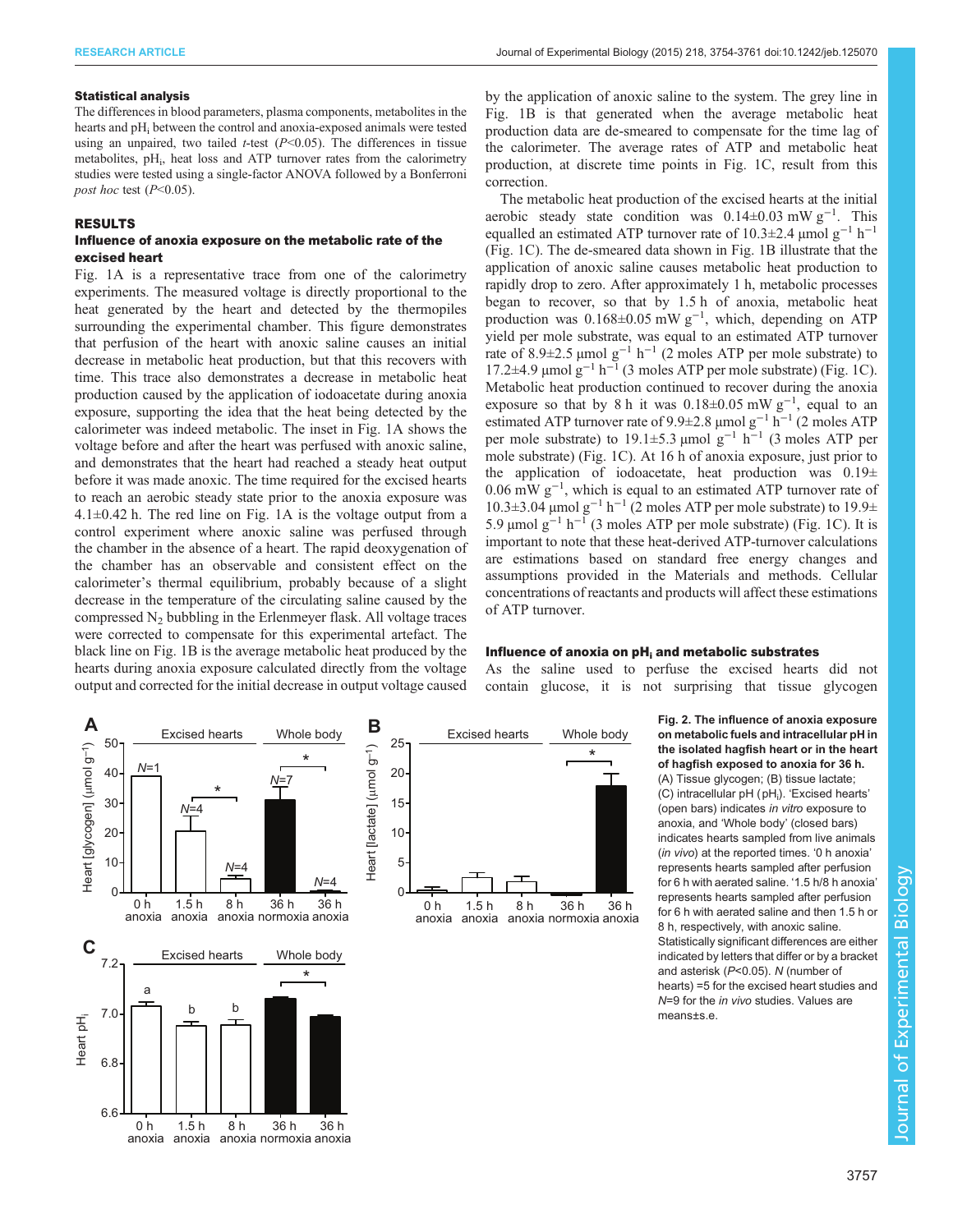### Statistical analysis

The differences in blood parameters, plasma components, metabolites in the hearts and $pH_i$ between the control and anoxia-exposed animals were tested using an unpaired, two tailed *t*-test ($P$<0.05). The differences in tissue metabolites, $pH_i$, heat loss and ATP turnover rates from the calorimetry studies were tested using a single-factor ANOVA followed by a Bonferroni *post hoc* test ($P$<0.05).

## RESULTS

### Influence of anoxia exposure on the metabolic rate of the excised heart

Fig. 1A is a representative trace from one of the calorimetry experiments. The measured voltage is directly proportional to the heat generated by the heart and detected by the thermopiles surrounding the experimental chamber. This figure demonstrates that perfusion of the heart with anoxic saline causes an initial decrease in metabolic heat production, but that this recovers with time. This trace also demonstrates a decrease in metabolic heat production caused by the application of iodoacetate during anoxia exposure, supporting the idea that the heat being detected by the calorimeter was indeed metabolic. The inset in Fig. 1A shows the voltage before and after the heart was perfused with anoxic saline, and demonstrates that the heart had reached a steady heat output before it was made anoxic. The time required for the excised hearts to reach an aerobic steady state prior to the anoxia exposure was 4.1±0.42 h. The red line on Fig. 1A is the voltage output from a control experiment where anoxic saline was perfused through the chamber in the absence of a heart. The rapid deoxygenation of the chamber has an observable and consistent effect on the calorimeter's thermal equilibrium, probably because of a slight decrease in the temperature of the circulating saline caused by the compressed $N_2$ bubbling in the Erlenmeyer flask. All voltage traces were corrected to compensate for this experimental artefact. The black line on Fig. 1B is the average metabolic heat produced by the hearts during anoxia exposure calculated directly from the voltage output and corrected for the initial decrease in output voltage caused by the application of anoxic saline to the system. The grey line in Fig. 1B is that generated when the average metabolic heat production data are de-smeared to compensate for the time lag of the calorimeter. The average rates of ATP and metabolic heat production, at discrete time points in Fig. 1C, result from this correction.

The metabolic heat production of the excised hearts at the initial aerobic steady state condition was 0.14±0.03 mW $g^{-1}$. This equalled an estimated ATP turnover rate of 10.3±2.4 µmol $g^{-1}$ $h^{-1}$ (Fig. 1C). The de-smeared data shown in Fig. 1B illustrate that the application of anoxic saline causes metabolic heat production to rapidly drop to zero. After approximately 1 h, metabolic processes began to recover, so that by 1.5 h of anoxia, metabolic heat production was 0.168±0.05 mW $g^{-1}$, which, depending on ATP yield per mole substrate, was equal to an estimated ATP turnover rate of 8.9±2.5 µmol $g^{-1}$ $h^{-1}$ (2 moles ATP per mole substrate) to 17.2±4.9 µmol $g^{-1}$ $h^{-1}$ (3 moles ATP per mole substrate) (Fig. 1C). Metabolic heat production continued to recover during the anoxia exposure so that by 8 h it was 0.18±0.05 mW $g^{-1}$, equal to an estimated ATP turnover rate of 9.9±2.8 µmol $g^{-1}$ $h^{-1}$ (2 moles ATP per mole substrate) to 19.1±5.3 µmol $g^{-1}$ $h^{-1}$ (3 moles ATP per mole substrate) (Fig. 1C). At 16 h of anoxia exposure, just prior to the application of iodoacetate, heat production was 0.19±0.06 mW $g^{-1}$, which is equal to an estimated ATP turnover rate of 10.3±3.04 µmol $g^{-1}$ $h^{-1}$ (2 moles ATP per mole substrate) to 19.9±5.9 µmol $g^{-1}$ $h^{-1}$ (3 moles ATP per mole substrate) (Fig. 1C). It is important to note that these heat-derived ATP-turnover calculations are estimations based on standard free energy changes and assumptions provided in the Materials and methods. Cellular concentrations of reactants and products will affect these estimations of ATP turnover.

### Influence of anoxia on $pH_i$ and metabolic substrates

As the saline used to perfuse the excised hearts did not contain glucose, it is not surprising that tissue glycogen

**Fig. 2. The influence of anoxia exposure on metabolic fuels and intracellular pH in the isolated hagfish heart or in the heart of hagfish exposed to anoxia for 36 h.** (A) Tissue glycogen; (B) tissue lactate; (C) intracellular pH ($pH_i$). 'Excised hearts' (open bars) indicates *in vitro* exposure to anoxia, and 'Whole body' (closed bars) indicates hearts sampled from live animals (*in vivo*) at the reported times. '0 h anoxia' represents hearts sampled after perfusion for 6 h with aerated saline. '1.5 h/8 h anoxia' represents hearts sampled after perfusion for 6 h with aerated saline and then 1.5 h or 8 h, respectively, with anoxic saline. Statistically significant differences are either indicated by letters that differ or by a bracket and asterisk ($P$<0.05). $N$ (number of hearts) =5 for the excised heart studies and $N$=9 for the *in vivo* studies. Values are means±s.e.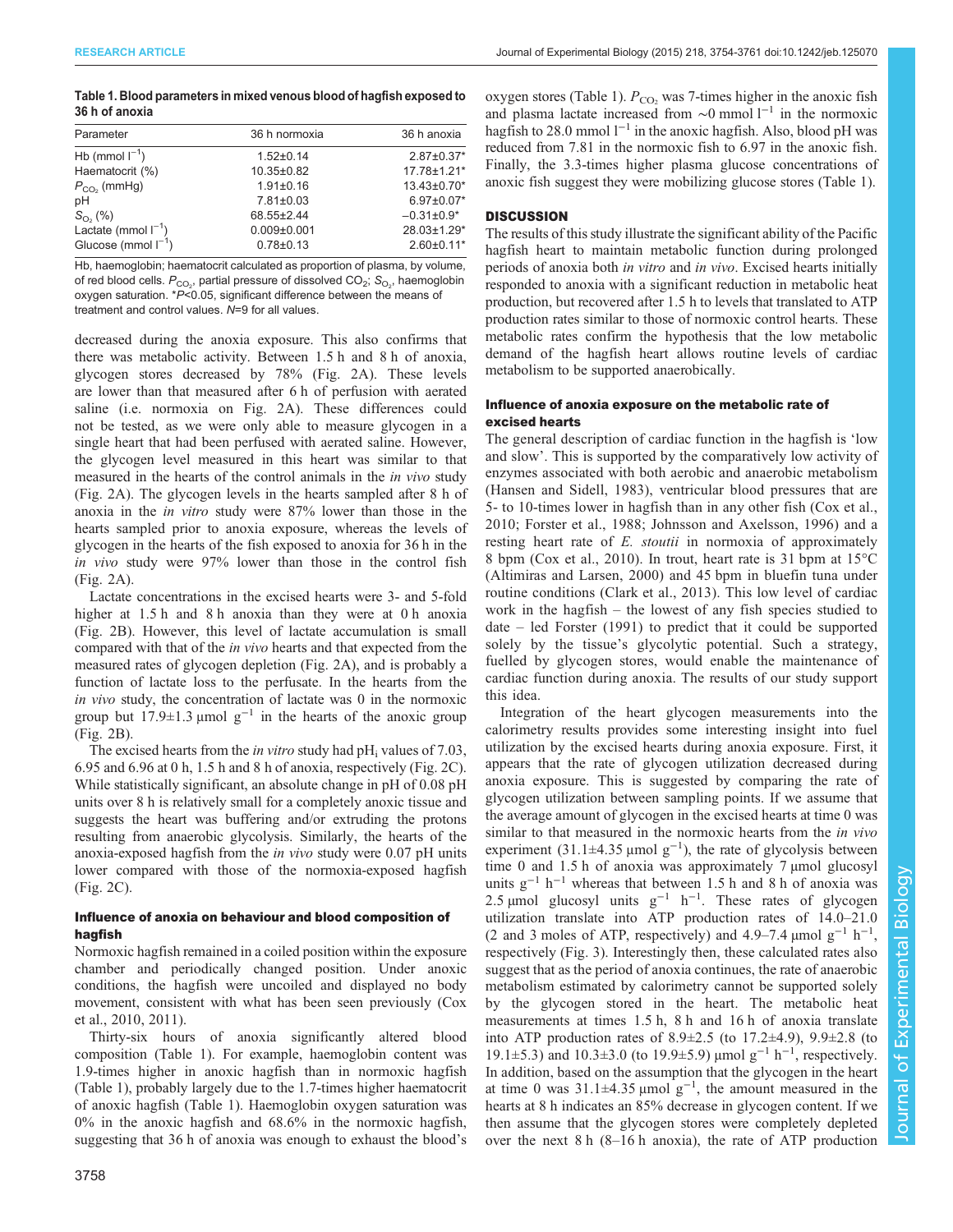**Table 1. Blood parameters in mixed venous blood of hagfish exposed to 36 h of anoxia**

| Parameter | 36 h normoxia | 36 h anoxia |
| --- | --- | --- |
| Hb (mmol $l^{-1}$) | 1.52±0.14 | 2.87±0.37* |
| Haematocrit (%) | 10.35±0.82 | 17.78±1.21* |
| $P_{CO_2}$ (mmHg) | 1.91±0.16 | 13.43±0.70* |
| pH | 7.81±0.03 | 6.97±0.07* |
| $S_{O_2}$ (%) | 68.55±2.44 | −0.31±0.9* |
| Lactate (mmol $l^{-1}$) | 0.009±0.001 | 28.03±1.29* |
| Glucose (mmol $l^{-1}$) | 0.78±0.13 | 2.60±0.11* |

Hb, haemoglobin; haematocrit calculated as proportion of plasma, by volume, of red blood cells. $P_{CO_2}$, partial pressure of dissolved $CO_2$; $S_{O_2}$, haemoglobin oxygen saturation. *$P$<0.05, significant difference between the means of treatment and control values. $N$=9 for all values.

decreased during the anoxia exposure. This also confirms that there was metabolic activity. Between 1.5 h and 8 h of anoxia, glycogen stores decreased by 78% (Fig. 2A). These levels are lower than that measured after 6 h of perfusion with aerated saline (i.e. normoxia on Fig. 2A). These differences could not be tested, as we were only able to measure glycogen in a single heart that had been perfused with aerated saline. However, the glycogen level measured in this heart was similar to that measured in the hearts of the control animals in the *in vivo* study (Fig. 2A). The glycogen levels in the hearts sampled after 8 h of anoxia in the *in vitro* study were 87% lower than those in the hearts sampled prior to anoxia exposure, whereas the levels of glycogen in the hearts of the fish exposed to anoxia for 36 h in the *in vivo* study were 97% lower than those in the control fish (Fig. 2A).

Lactate concentrations in the excised hearts were 3- and 5-fold higher at 1.5 h and 8 h anoxia than they were at 0 h anoxia (Fig. 2B). However, this level of lactate accumulation is small compared with that of the *in vivo* hearts and that expected from the measured rates of glycogen depletion (Fig. 2A), and is probably a function of lactate loss to the perfusate. In the hearts from the *in vivo* study, the concentration of lactate was 0 in the normoxic group but 17.9±1.3 µmol $g^{-1}$ in the hearts of the anoxic group (Fig. 2B).

The excised hearts from the *in vitro* study had $pH_i$ values of 7.03, 6.95 and 6.96 at 0 h, 1.5 h and 8 h of anoxia, respectively (Fig. 2C). While statistically significant, an absolute change in pH of 0.08 pH units over 8 h is relatively small for a completely anoxic tissue and suggests the heart was buffering and/or extruding the protons resulting from anaerobic glycolysis. Similarly, the hearts of the anoxia-exposed hagfish from the *in vivo* study were 0.07 pH units lower compared with those of the normoxia-exposed hagfish (Fig. 2C).

### Influence of anoxia on behaviour and blood composition of hagfish

Normoxic hagfish remained in a coiled position within the exposure chamber and periodically changed position. Under anoxic conditions, the hagfish were uncoiled and displayed no body movement, consistent with what has been seen previously (Cox et al., 2010, 2011).

Thirty-six hours of anoxia significantly altered blood composition (Table 1). For example, haemoglobin content was 1.9-times higher in anoxic hagfish than in normoxic hagfish (Table 1), probably largely due to the 1.7-times higher haematocrit of anoxic hagfish (Table 1). Haemoglobin oxygen saturation was 0% in the anoxic hagfish and 68.6% in the normoxic hagfish, suggesting that 36 h of anoxia was enough to exhaust the blood's oxygen stores (Table 1). $P_{CO_2}$ was 7-times higher in the anoxic fish and plasma lactate increased from ~0 mmol $l^{-1}$ in the normoxic hagfish to 28.0 mmol $l^{-1}$ in the anoxic hagfish. Also, blood pH was reduced from 7.81 in the normoxic fish to 6.97 in the anoxic fish. Finally, the 3.3-times higher plasma glucose concentrations of anoxic fish suggest they were mobilizing glucose stores (Table 1).

## DISCUSSION

The results of this study illustrate the significant ability of the Pacific hagfish heart to maintain metabolic function during prolonged periods of anoxia both *in vitro* and *in vivo*. Excised hearts initially responded to anoxia with a significant reduction in metabolic heat production, but recovered after 1.5 h to levels that translated to ATP production rates similar to those of normoxic control hearts. These metabolic rates confirm the hypothesis that the low metabolic demand of the hagfish heart allows routine levels of cardiac metabolism to be supported anaerobically.

### Influence of anoxia exposure on the metabolic rate of excised hearts

The general description of cardiac function in the hagfish is 'low and slow'. This is supported by the comparatively low activity of enzymes associated with both aerobic and anaerobic metabolism (Hansen and Sidell, 1983), ventricular blood pressures that are 5- to 10-times lower in hagfish than in any other fish (Cox et al., 2010; Forster et al., 1988; Johnsson and Axelsson, 1996) and a resting heart rate of *E. stoutii* in normoxia of approximately 8 bpm (Cox et al., 2010). In trout, heart rate is 31 bpm at 15°C (Altimiras and Larsen, 2000) and 45 bpm in bluefin tuna under routine conditions (Clark et al., 2013). This low level of cardiac work in the hagfish – the lowest of any fish species studied to date – led Forster (1991) to predict that it could be supported solely by the tissue's glycolytic potential. Such a strategy, fuelled by glycogen stores, would enable the maintenance of cardiac function during anoxia. The results of our study support this idea.

Integration of the heart glycogen measurements into the calorimetry results provides some interesting insight into fuel utilization by the excised hearts during anoxia exposure. First, it appears that the rate of glycogen utilization decreased during anoxia exposure. This is suggested by comparing the rate of glycogen utilization between sampling points. If we assume that the average amount of glycogen in the excised hearts at time 0 was similar to that measured in the normoxic hearts from the *in vivo* experiment (31.1±4.35 µmol $g^{-1}$), the rate of glycolysis between time 0 and 1.5 h of anoxia was approximately 7 µmol glucosyl units $g^{-1}$ $h^{-1}$ whereas that between 1.5 h and 8 h of anoxia was 2.5 µmol glucosyl units $g^{-1}$ $h^{-1}$. These rates of glycogen utilization translate into ATP production rates of 14.0–21.0 (2 and 3 moles of ATP, respectively) and 4.9–7.4 µmol $g^{-1}$ $h^{-1}$, respectively (Fig. 3). Interestingly then, these calculated rates also suggest that as the period of anoxia continues, the rate of anaerobic metabolism estimated by calorimetry cannot be supported solely by the glycogen stored in the heart. The metabolic heat measurements at times 1.5 h, 8 h and 16 h of anoxia translate into ATP production rates of 8.9±2.5 (to 17.2±4.9), 9.9±2.8 (to 19.1±5.3) and 10.3±3.0 (to 19.9±5.9) µmol $g^{-1}$ $h^{-1}$, respectively. In addition, based on the assumption that the glycogen in the heart at time 0 was 31.1±4.35 µmol $g^{-1}$, the amount measured in the hearts at 8 h indicates an 85% decrease in glycogen content. If we then assume that the glycogen stores were completely depleted over the next 8 h (8–16 h anoxia), the rate of ATP production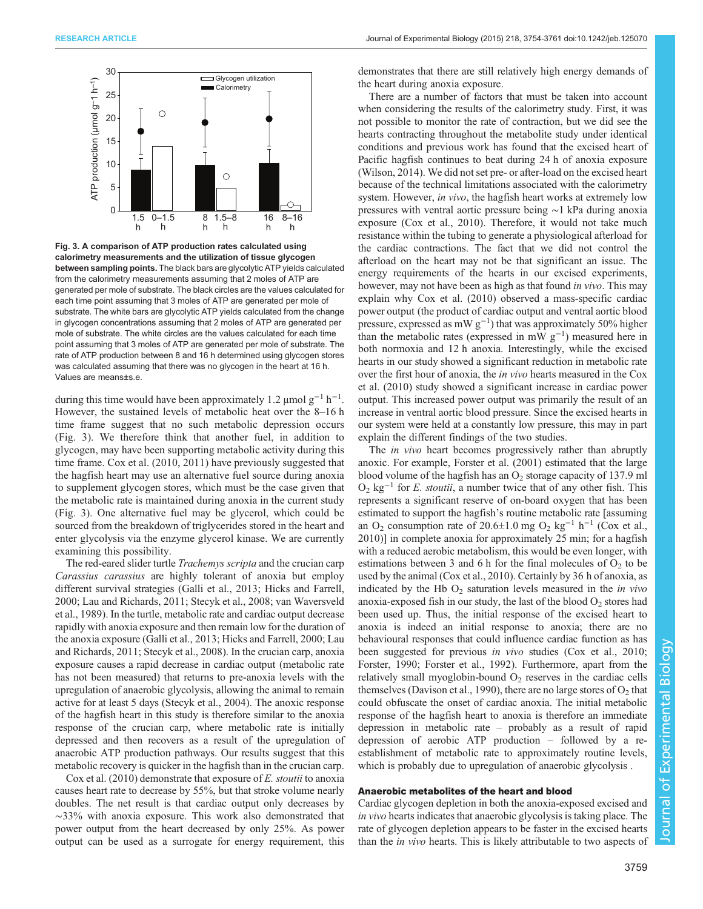**Fig. 3. A comparison of ATP production rates calculated using calorimetry measurements and the utilization of tissue glycogen between sampling points.** The black bars are glycolytic ATP yields calculated from the calorimetry measurements assuming that 2 moles of ATP are generated per mole of substrate. The black circles are the values calculated for each time point assuming that 3 moles of ATP are generated per mole of substrate. The white bars are glycolytic ATP yields calculated from the change in glycogen concentrations assuming that 2 moles of ATP are generated per mole of substrate. The white circles are the values calculated for each time point assuming that 3 moles of ATP are generated per mole of substrate. The rate of ATP production between 8 and 16 h determined using glycogen stores was calculated assuming that there was no glycogen in the heart at 16 h. Values are means±s.e.

during this time would have been approximately 1.2 μmol $g^{-1}$ $h^{-1}$. However, the sustained levels of metabolic heat over the 8–16 h time frame suggest that no such metabolic depression occurs (Fig. 3). We therefore think that another fuel, in addition to glycogen, may have been supporting metabolic activity during this time frame. Cox et al. (2010, 2011) have previously suggested that the hagfish heart may use an alternative fuel source during anoxia to supplement glycogen stores, which must be the case given that the metabolic rate is maintained during anoxia in the current study (Fig. 3). One alternative fuel may be glycerol, which could be sourced from the breakdown of triglycerides stored in the heart and enter glycolysis via the enzyme glycerol kinase. We are currently examining this possibility.

The red-eared slider turtle *Trachemys scripta* and the crucian carp *Carassius carassius* are highly tolerant of anoxia but employ different survival strategies (Galli et al., 2013; Hicks and Farrell, 2000; Lau and Richards, 2011; Stecyk et al., 2008; van Waversveld et al., 1989). In the turtle, metabolic rate and cardiac output decrease rapidly with anoxia exposure and then remain low for the duration of the anoxia exposure (Galli et al., 2013; Hicks and Farrell, 2000; Lau and Richards, 2011; Stecyk et al., 2008). In the crucian carp, anoxia exposure causes a rapid decrease in cardiac output (metabolic rate has not been measured) that returns to pre-anoxia levels with the upregulation of anaerobic glycolysis, allowing the animal to remain active for at least 5 days (Stecyk et al., 2004). The anoxic response of the hagfish heart in this study is therefore similar to the anoxia response of the crucian carp, where metabolic rate is initially depressed and then recovers as a result of the upregulation of anaerobic ATP production pathways. Our results suggest that this metabolic recovery is quicker in the hagfish than in the crucian carp.

Cox et al. (2010) demonstrate that exposure of *E. stoutii* to anoxia causes heart rate to decrease by 55%, but that stroke volume nearly doubles. The net result is that cardiac output only decreases by ∼33% with anoxia exposure. This work also demonstrated that power output from the heart decreased by only 25%. As power output can be used as a surrogate for energy requirement, this demonstrates that there are still relatively high energy demands of the heart during anoxia exposure.

There are a number of factors that must be taken into account when considering the results of the calorimetry study. First, it was not possible to monitor the rate of contraction, but we did see the hearts contracting throughout the metabolite study under identical conditions and previous work has found that the excised heart of Pacific hagfish continues to beat during 24 h of anoxia exposure (Wilson, 2014). We did not set pre- or after-load on the excised heart because of the technical limitations associated with the calorimetry system. However, *in vivo*, the hagfish heart works at extremely low pressures with ventral aortic pressure being ∼1 kPa during anoxia exposure (Cox et al., 2010). Therefore, it would not take much resistance within the tubing to generate a physiological afterload for the cardiac contractions. The fact that we did not control the afterload on the heart may not be that significant an issue. The energy requirements of the hearts in our excised experiments, however, may not have been as high as that found *in vivo*. This may explain why Cox et al. (2010) observed a mass-specific cardiac power output (the product of cardiac output and ventral aortic blood pressure, expressed as mW $g^{-1}$) that was approximately 50% higher than the metabolic rates (expressed in mW $g^{-1}$) measured here in both normoxia and 12 h anoxia. Interestingly, while the excised hearts in our study showed a significant reduction in metabolic rate over the first hour of anoxia, the *in vivo* hearts measured in the Cox et al. (2010) study showed a significant increase in cardiac power output. This increased power output was primarily the result of an increase in ventral aortic blood pressure. Since the excised hearts in our system were held at a constantly low pressure, this may in part explain the different findings of the two studies.

The *in vivo* heart becomes progressively rather than abruptly anoxic. For example, Forster et al. (2001) estimated that the large blood volume of the hagfish has an $O_2$ storage capacity of 137.9 ml $O_2$ $kg^{-1}$ for *E. stoutii*, a number twice that of any other fish. This represents a significant reserve of on-board oxygen that has been estimated to support the hagfish's routine metabolic rate [assuming an $O_2$ consumption rate of 20.6±1.0 mg $O_2$ $kg^{-1}$ $h^{-1}$ (Cox et al., 2010)] in complete anoxia for approximately 25 min; for a hagfish with a reduced aerobic metabolism, this would be even longer, with estimations between 3 and 6 h for the final molecules of $O_2$ to be used by the animal (Cox et al., 2010). Certainly by 36 h of anoxia, as indicated by the Hb $O_2$ saturation levels measured in the *in vivo* anoxia-exposed fish in our study, the last of the blood $O_2$ stores had been used up. Thus, the initial response of the excised heart to anoxia is indeed an initial response to anoxia; there are no behavioural responses that could influence cardiac function as has been suggested for previous *in vivo* studies (Cox et al., 2010; Forster, 1990; Forster et al., 1992). Furthermore, apart from the relatively small myoglobin-bound $O_2$ reserves in the cardiac cells themselves (Davison et al., 1990), there are no large stores of $O_2$ that could obfuscate the onset of cardiac anoxia. The initial metabolic response of the hagfish heart to anoxia is therefore an immediate depression in metabolic rate – probably as a result of rapid depression of aerobic ATP production – followed by a re-establishment of metabolic rate to approximately routine levels, which is probably due to upregulation of anaerobic glycolysis .

## Anaerobic metabolites of the heart and blood

Cardiac glycogen depletion in both the anoxia-exposed excised and *in vivo* hearts indicates that anaerobic glycolysis is taking place. The rate of glycogen depletion appears to be faster in the excised hearts than the *in vivo* hearts. This is likely attributable to two aspects of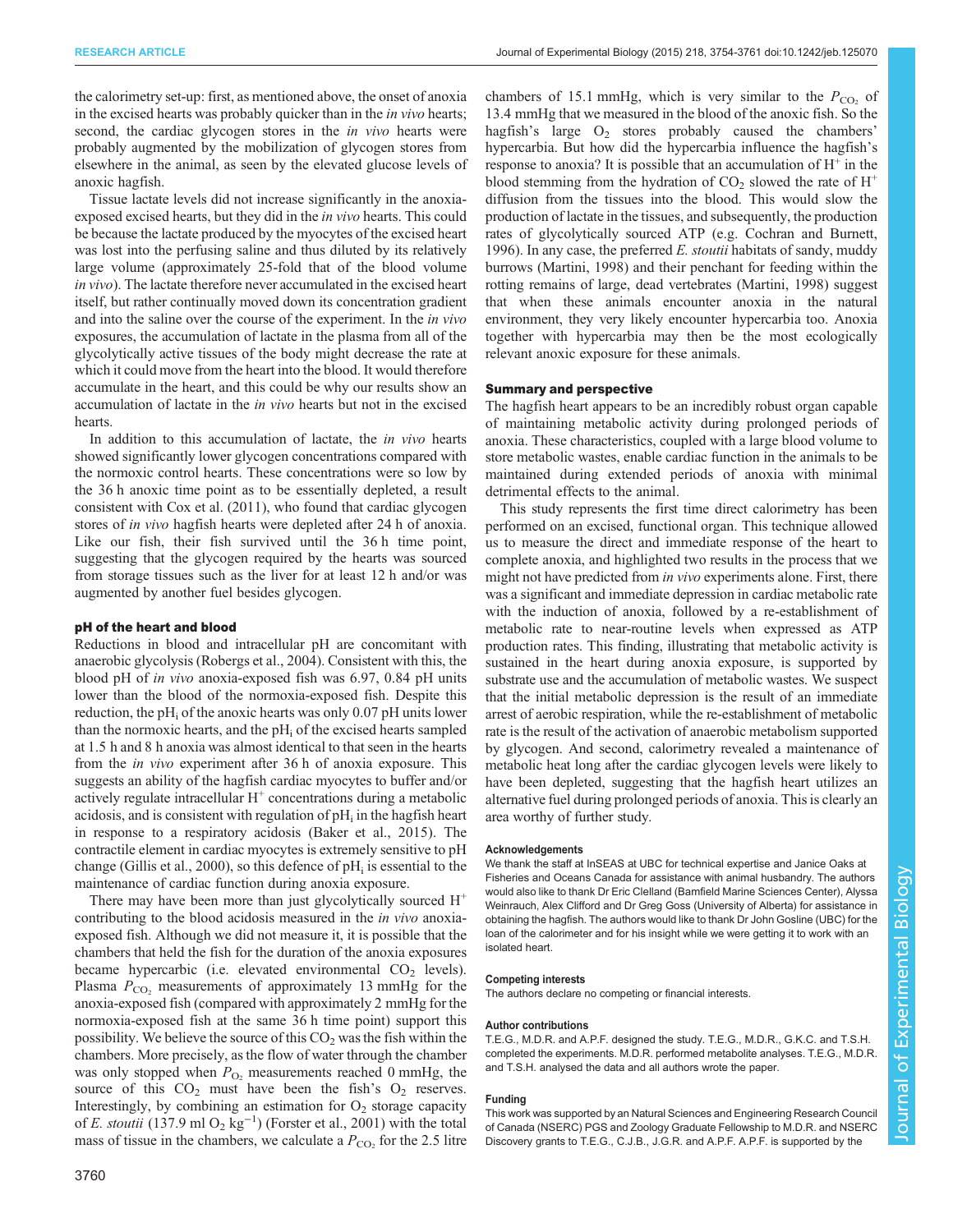the calorimetry set-up: first, as mentioned above, the onset of anoxia in the excised hearts was probably quicker than in the *in vivo* hearts; second, the cardiac glycogen stores in the *in vivo* hearts were probably augmented by the mobilization of glycogen stores from elsewhere in the animal, as seen by the elevated glucose levels of anoxic hagfish.

Tissue lactate levels did not increase significantly in the anoxia-exposed excised hearts, but they did in the *in vivo* hearts. This could be because the lactate produced by the myocytes of the excised heart was lost into the perfusing saline and thus diluted by its relatively large volume (approximately 25-fold that of the blood volume *in vivo*). The lactate therefore never accumulated in the excised heart itself, but rather continually moved down its concentration gradient and into the saline over the course of the experiment. In the *in vivo* exposures, the accumulation of lactate in the plasma from all of the glycolytically active tissues of the body might decrease the rate at which it could move from the heart into the blood. It would therefore accumulate in the heart, and this could be why our results show an accumulation of lactate in the *in vivo* hearts but not in the excised hearts.

In addition to this accumulation of lactate, the *in vivo* hearts showed significantly lower glycogen concentrations compared with the normoxic control hearts. These concentrations were so low by the 36 h anoxic time point as to be essentially depleted, a result consistent with Cox et al. (2011), who found that cardiac glycogen stores of *in vivo* hagfish hearts were depleted after 24 h of anoxia. Like our fish, their fish survived until the 36 h time point, suggesting that the glycogen required by the hearts was sourced from storage tissues such as the liver for at least 12 h and/or was augmented by another fuel besides glycogen.

### pH of the heart and blood

Reductions in blood and intracellular pH are concomitant with anaerobic glycolysis (Robergs et al., 2004). Consistent with this, the blood pH of *in vivo* anoxia-exposed fish was 6.97, 0.84 pH units lower than the blood of the normoxia-exposed fish. Despite this reduction, the $pH_i$ of the anoxic hearts was only 0.07 pH units lower than the normoxic hearts, and the $pH_i$ of the excised hearts sampled at 1.5 h and 8 h anoxia was almost identical to that seen in the hearts from the *in vivo* experiment after 36 h of anoxia exposure. This suggests an ability of the hagfish cardiac myocytes to buffer and/or actively regulate intracellular $H^+$ concentrations during a metabolic acidosis, and is consistent with regulation of $pH_i$ in the hagfish heart in response to a respiratory acidosis (Baker et al., 2015). The contractile element in cardiac myocytes is extremely sensitive to pH change (Gillis et al., 2000), so this defence of $pH_i$ is essential to the maintenance of cardiac function during anoxia exposure.

There may have been more than just glycolytically sourced $H^+$ contributing to the blood acidosis measured in the *in vivo* anoxia-exposed fish. Although we did not measure it, it is possible that the chambers that held the fish for the duration of the anoxia exposures became hypercarbic (i.e. elevated environmental $CO_2$ levels). Plasma $P_{CO_2}$ measurements of approximately 13 mmHg for the anoxia-exposed fish (compared with approximately 2 mmHg for the normoxia-exposed fish at the same 36 h time point) support this possibility. We believe the source of this $CO_2$ was the fish within the chambers. More precisely, as the flow of water through the chamber was only stopped when $P_{O_2}$ measurements reached 0 mmHg, the source of this $CO_2$ must have been the fish's $O_2$ reserves. Interestingly, by combining an estimation for $O_2$ storage capacity of *E. stoutii* (137.9 ml $O_2$ $kg^{-1}$) (Forster et al., 2001) with the total mass of tissue in the chambers, we calculate a $P_{CO_2}$ for the 2.5 litre chambers of 15.1 mmHg, which is very similar to the $P_{CO_2}$ of 13.4 mmHg that we measured in the blood of the anoxic fish. So the hagfish's large $O_2$ stores probably caused the chambers' hypercarbia. But how did the hypercarbia influence the hagfish's response to anoxia? It is possible that an accumulation of $H^+$ in the blood stemming from the hydration of $CO_2$ slowed the rate of $H^+$ diffusion from the tissues into the blood. This would slow the production of lactate in the tissues, and subsequently, the production rates of glycolytically sourced ATP (e.g. Cochran and Burnett, 1996). In any case, the preferred *E. stoutii* habitats of sandy, muddy burrows (Martini, 1998) and their penchant for feeding within the rotting remains of large, dead vertebrates (Martini, 1998) suggest that when these animals encounter anoxia in the natural environment, they very likely encounter hypercarbia too. Anoxia together with hypercarbia may then be the most ecologically relevant anoxic exposure for these animals.

## Summary and perspective

The hagfish heart appears to be an incredibly robust organ capable of maintaining metabolic activity during prolonged periods of anoxia. These characteristics, coupled with a large blood volume to store metabolic wastes, enable cardiac function in the animals to be maintained during extended periods of anoxia with minimal detrimental effects to the animal.

This study represents the first time direct calorimetry has been performed on an excised, functional organ. This technique allowed us to measure the direct and immediate response of the heart to complete anoxia, and highlighted two results in the process that we might not have predicted from *in vivo* experiments alone. First, there was a significant and immediate depression in cardiac metabolic rate with the induction of anoxia, followed by a re-establishment of metabolic rate to near-routine levels when expressed as ATP production rates. This finding, illustrating that metabolic activity is sustained in the heart during anoxia exposure, is supported by substrate use and the accumulation of metabolic wastes. We suspect that the initial metabolic depression is the result of an immediate arrest of aerobic respiration, while the re-establishment of metabolic rate is the result of the activation of anaerobic metabolism supported by glycogen. And second, calorimetry revealed a maintenance of metabolic heat long after the cardiac glycogen levels were likely to have been depleted, suggesting that the hagfish heart utilizes an alternative fuel during prolonged periods of anoxia. This is clearly an area worthy of further study.

#### Acknowledgements

We thank the staff at InSEAS at UBC for technical expertise and Janice Oaks at Fisheries and Oceans Canada for assistance with animal husbandry. The authors would also like to thank Dr Eric Clelland (Bamfield Marine Sciences Center), Alyssa Weinrauch, Alex Clifford and Dr Greg Goss (University of Alberta) for assistance in obtaining the hagfish. The authors would like to thank Dr John Gosline (UBC) for the loan of the calorimeter and for his insight while we were getting it to work with an isolated heart.

#### Competing interests

The authors declare no competing or financial interests.

#### Author contributions

T.E.G., M.D.R. and A.P.F. designed the study. T.E.G., M.D.R., G.K.C. and T.S.H. completed the experiments. M.D.R. performed metabolite analyses. T.E.G., M.D.R. and T.S.H. analysed the data and all authors wrote the paper.

#### Funding

This work was supported by an Natural Sciences and Engineering Research Council of Canada (NSERC) PGS and Zoology Graduate Fellowship to M.D.R. and NSERC Discovery grants to T.E.G., C.J.B., J.G.R. and A.P.F. A.P.F. is supported by the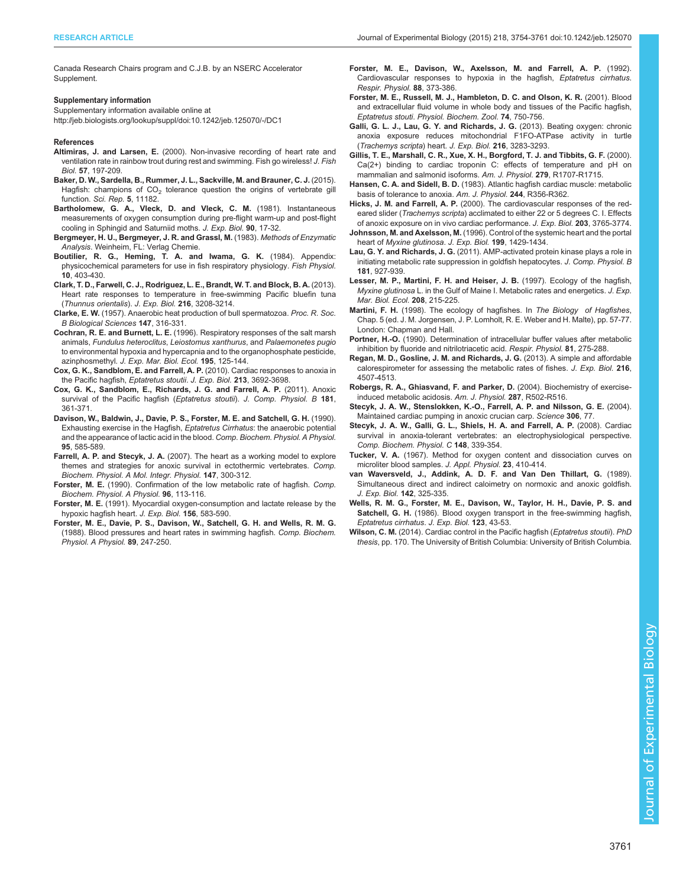Canada Research Chairs program and C.J.B. by an NSERC Accelerator Supplement.

#### Supplementary information

Supplementary information available online at http://jeb.biologists.org/lookup/suppl/doi:10.1242/jeb.125070/-/DC1

#### References

**Altimiras, J. and Larsen, E.** (2000). Non-invasive recording of heart rate and ventilation rate in rainbow trout during rest and swimming. Fish go wireless! *J. Fish Biol.* **57**, 197-209.

**Baker, D. W., Sardella, B., Rummer, J. L., Sackville, M. and Brauner, C. J.** (2015). Hagfish: champions of $CO_2$ tolerance question the origins of vertebrate gill function. *Sci. Rep.* **5**, 11182.

**Bartholomew, G. A., Vleck, D. and Vleck, C. M.** (1981). Instantaneous measurements of oxygen consumption during pre-flight warm-up and post-flight cooling in Sphingid and Saturniid moths. *J. Exp. Biol.* **90**, 17-32.

**Bergmeyer, H. U., Bergmeyer, J. R. and Grassl, M.** (1983). *Methods of Enzymatic Analysis*. Weinheim, FL: Verlag Chemie.

**Boutilier, R. G., Heming, T. A. and Iwama, G. K.** (1984). Appendix: physicochemical parameters for use in fish respiratory physiology. *Fish Physiol.* **10**, 403-430.

**Clark, T. D., Farwell, C. J., Rodriguez, L. E., Brandt, W. T. and Block, B. A.** (2013). Heart rate responses to temperature in free-swimming Pacific bluefin tuna (*Thunnus orientalis*). *J. Exp. Biol.* **216**, 3208-3214.

**Clarke, E. W.** (1957). Anaerobic heat production of bull spermatozoa. *Proc. R. Soc. B Biological Sciences* **147**, 316-331.

**Cochran, R. E. and Burnett, L. E.** (1996). Respiratory responses of the salt marsh animals, *Fundulus heteroclitus*, *Leiostomus xanthurus*, and *Palaemonetes pugio* to environmental hypoxia and hypercapnia and to the organophosphate pesticide, azinphosmethyl. *J. Exp. Mar. Biol. Ecol.* **195**, 125-144.

**Cox, G. K., Sandblom, E. and Farrell, A. P.** (2010). Cardiac responses to anoxia in the Pacific hagfish, *Eptatretus stoutii*. *J. Exp. Biol.* **213**, 3692-3698.

**Cox, G. K., Sandblom, E., Richards, J. G. and Farrell, A. P.** (2011). Anoxic survival of the Pacific hagfish (*Eptatretus stoutii*). *J. Comp. Physiol. B* **181**, 361-371.

**Davison, W., Baldwin, J., Davie, P. S., Forster, M. E. and Satchell, G. H.** (1990). Exhausting exercise in the Hagfish, *Eptatretus Cirrhatus*: the anaerobic potential and the appearance of lactic acid in the blood. *Comp. Biochem. Physiol. A Physiol.* **95**, 585-589.

**Farrell, A. P. and Stecyk, J. A.** (2007). The heart as a working model to explore themes and strategies for anoxic survival in ectothermic vertebrates. *Comp. Biochem. Physiol. A Mol. Integr. Physiol.* **147**, 300-312.

**Forster, M. E.** (1990). Confirmation of the low metabolic rate of hagfish. *Comp. Biochem. Physiol. A Physiol.* **96**, 113-116.

**Forster, M. E.** (1991). Myocardial oxygen-consumption and lactate release by the hypoxic hagfish heart. *J. Exp. Biol.* **156**, 583-590.

**Forster, M. E., Davie, P. S., Davison, W., Satchell, G. H. and Wells, R. M. G.** (1988). Blood pressures and heart rates in swimming hagfish. *Comp. Biochem. Physiol. A Physiol.* **89**, 247-250.

**Forster, M. E., Davison, W., Axelsson, M. and Farrell, A. P.** (1992). Cardiovascular responses to hypoxia in the hagfish, *Eptatretus cirrhatus*. *Respir. Physiol.* **88**, 373-386.

**Forster, M. E., Russell, M. J., Hambleton, D. C. and Olson, K. R.** (2001). Blood and extracellular fluid volume in whole body and tissues of the Pacific hagfish, *Eptatretus stouti*. *Physiol. Biochem. Zool.* **74**, 750-756.

**Galli, G. L. J., Lau, G. Y. and Richards, J. G.** (2013). Beating oxygen: chronic anoxia exposure reduces mitochondrial F1FO-ATPase activity in turtle (*Trachemys scripta*) heart. *J. Exp. Biol.* **216**, 3283-3293.

**Gillis, T. E., Marshall, C. R., Xue, X. H., Borgford, T. J. and Tibbits, G. F.** (2000). Ca(2+) binding to cardiac troponin C: effects of temperature and pH on mammalian and salmonid isoforms. *Am. J. Physiol.* **279**, R1707-R1715.

**Hansen, C. A. and Sidell, B. D.** (1983). Atlantic hagfish cardiac muscle: metabolic basis of tolerance to anoxia. *Am. J. Physiol.* **244**, R356-R362.

**Hicks, J. M. and Farrell, A. P.** (2000). The cardiovascular responses of the red-eared slider (*Trachemys scripta*) acclimated to either 22 or 5 degrees C. I. Effects of anoxic exposure on in vivo cardiac performance. *J. Exp. Biol.* **203**, 3765-3774.

**Johnsson, M. and Axelsson, M.** (1996). Control of the systemic heart and the portal heart of *Myxine glutinosa*. *J. Exp. Biol.* **199**, 1429-1434.

**Lau, G. Y. and Richards, J. G.** (2011). AMP-activated protein kinase plays a role in initiating metabolic rate suppression in goldfish hepatocytes. *J. Comp. Physiol. B* **181**, 927-939.

**Lesser, M. P., Martini, F. H. and Heiser, J. B.** (1997). Ecology of the hagfish, *Myxine glutinosa* L. in the Gulf of Maine I. Metabolic rates and energetics. *J. Exp. Mar. Biol. Ecol.* **208**, 215-225.

**Martini, F. H.** (1998). The ecology of hagfishes. In *The Biology of Hagfishes*, Chap. 5 (ed. J. M. Jorgensen, J. P. Lomholt, R. E. Weber and H. Malte), pp. 57-77. London: Chapman and Hall.

**Portner, H.-O.** (1990). Determination of intracellular buffer values after metabolic inhibition by fluoride and nitrilotriacetic acid. *Respir. Physiol.* **81**, 275-288.

**Regan, M. D., Gosline, J. M. and Richards, J. G.** (2013). A simple and affordable calorespirometer for assessing the metabolic rates of fishes. *J. Exp. Biol.* **216**, 4507-4513.

**Robergs, R. A., Ghiasvand, F. and Parker, D.** (2004). Biochemistry of exercise-induced metabolic acidosis. *Am. J. Physiol.* **287**, R502-R516.

**Stecyk, J. A. W., Stenslokken, K.-O., Farrell, A. P. and Nilsson, G. E.** (2004). Maintained cardiac pumping in anoxic crucian carp. *Science* **306**, 77.

**Stecyk, J. A. W., Galli, G. L., Shiels, H. A. and Farrell, A. P.** (2008). Cardiac survival in anoxia-tolerant vertebrates: an electrophysiological perspective. *Comp. Biochem. Physiol. C* **148**, 339-354.

**Tucker, V. A.** (1967). Method for oxygen content and dissociation curves on microliter blood samples. *J. Appl. Physiol.* **23**, 410-414.

**van Waversveld, J., Addink, A. D. F. and Van Den Thillart, G.** (1989). Simultaneous direct and indirect calorimetry on normoxic and anoxic goldfish. *J. Exp. Biol.* **142**, 325-335.

**Wells, R. M. G., Forster, M. E., Davison, W., Taylor, H. H., Davie, P. S. and Satchell, G. H.** (1986). Blood oxygen transport in the free-swimming hagfish, *Eptatretus cirrhatus*. *J. Exp. Biol.* **123**, 43-53.

**Wilson, C. M.** (2014). Cardiac control in the Pacific hagfish (*Eptatretus stoutii*). *PhD thesis*, pp. 170. The University of British Columbia: University of British Columbia.